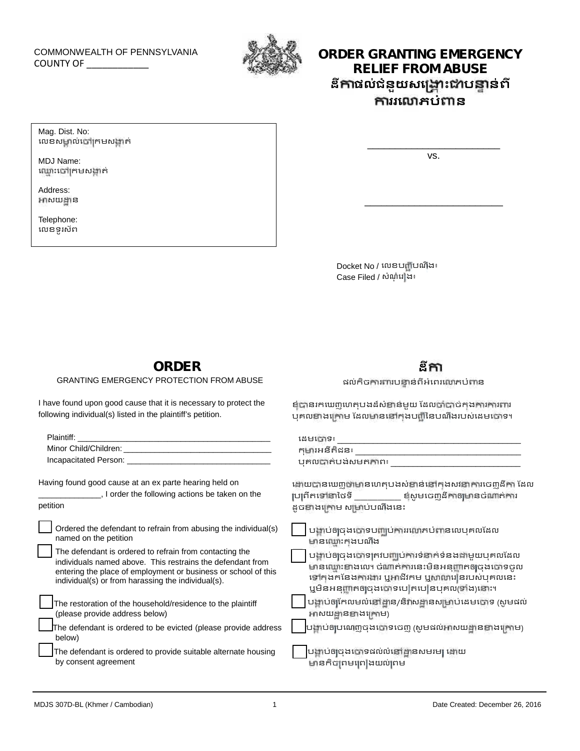COMMONWEALTH OF PENNSYLVANIA
COUNTY OF ____________

# ORDER GRANTING EMERGENCY RELIEF FROM ABUSE
# ដីកាផល់ជំនួយសង្គ្រោះជាបន្ទាន់ពីការរំលោភបំពាន

Mag. Dist. No:
លេខសម្គាល់ចៅក្រមសង្កាត់

MDJ Name:
ឈ្មោះចៅក្រមសង្កាត់

Address:
អាសយដ្ឋាន

Telephone:
លេខទូរស័ព

___________________________
vs.

___________________________

Docket No / លេខបញ្ជីបណឹង៖
Case Filed / សំណុំរឿង៖

## ORDER
GRANTING EMERGENCY PROTECTION FROM ABUSE

## ដីកា
ផល់កិចការពារបន្ទាន់ពីអំពេររំលោភបំពាន

I have found upon good cause that it is necessary to protect the following individual(s) listed in the plaintiff's petition.

ខ្ញុំបានរកឃើញហេតុបងង់សំខាន់មួយ ដែលចាំបាច់កុងការការពារបុគលខាងក្រោម ដែលមាននៅកុងបញ្ជីនៃបណឹងរបស់ដេមចោទ។

Plaintiff: ___________________________________________
Minor Child/Children: _________________________________
Incapacitated Person: _________________________________

ដេមចោទ៖ ___________________________________________
កុមារអនីតិជន៖ _____________________________________
បុគលបាត់បង់សមតភាព៖ ______________________________

Having found good cause at an ex parte hearing held on ______________, I order the following actions be taken on the petition

ដោយបានឃើញថាមានហេតុបងស់ខាន់នៅកុងសវនាការចេញដីកា ដែលប្រព្រឹតទៅនាថៃទី __________ ខ្ញុំសូមចេញដីកាឲ្យមានចំណាត់ការដូចខាងក្រោម សម្រាប់បណឹងនេះ

☐ Ordered the defendant to refrain from abusing the individual(s) named on the petition
☐ បង្គាប់ឲ្យចុងចោទបញ្ឈប់ការរំលោភបំពានលេបុគលដែលមានឈ្មោះកុងបណឹង

☐ The defendant is ordered to refrain from contacting the individuals named above. This restrains the defendant from entering the place of employment or business or school of this individual(s) or from harassing the individual(s).
☐ បង្គាប់ឲ្យចុងចោទត្រូវបញ្ឈប់ការទំនាក់ទំនងជាមួយបុគលដែលមានឈ្មោះខាងលេ។ ចំណាត់ការនេះមិនអនុញ្ញាតឲ្យចុងចោទចូលទៅកុងកន្លែងការងារ ឬអាជីវកម្ម ឬសាលារៀនរបស់បុគលនេះ ឬមិនអនុញ្ញាតឲ្យចុងចោទបៀតបៀនបុគល(ទាំង)នោះ។

☐ The restoration of the household/residence to the plaintiff (please provide address below)
☐ បង្គាប់ឲ្យកែលមស់នៅដ្ឋាន/និវាសដ្ឋានសម្រាប់ដេមចោទ (សូមផល់អាសយដ្ឋាននាងក្រោម)

☐ The defendant is ordered to be evicted (please provide address below)
☐ បង្គាប់ឲ្យបណេញចុងចោទចេញ (សូមផល់អាសយដ្ឋាននាងក្រោម)

☐ The defendant is ordered to provide suitable alternate housing by consent agreement
☐ បង្គាប់ឲ្យចុងចោទផល់ល់នៅដ្ឋានសមរម្យ ដោយមានកិច្ចព្រមព្រៀងយល់ព្រម

MDJS 307D-BL (Khmer / Cambodian)    Date Created: December 26, 2016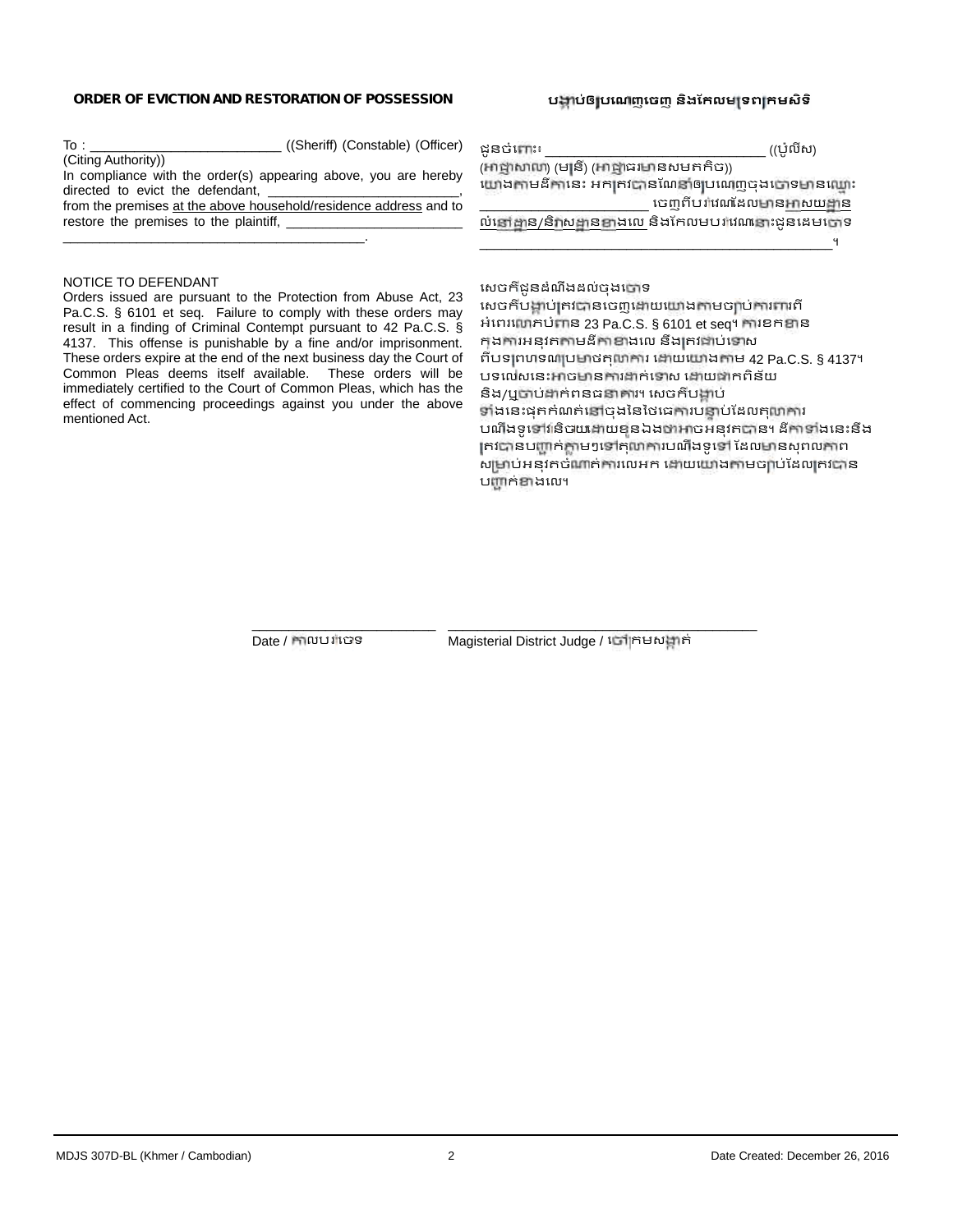## ORDER OF EVICTION AND RESTORATION OF POSSESSION

To : ___________________________ ((Sheriff) (Constable) (Officer) (Citing Authority))
In compliance with the order(s) appearing above, you are hereby directed to evict the defendant, ___________________________, from the premises at the above household/residence address and to restore the premises to the plaintiff, ___________________________ ___________________________.

NOTICE TO DEFENDANT
Orders issued are pursuant to the Protection from Abuse Act, 23 Pa.C.S. § 6101 et seq. Failure to comply with these orders may result in a finding of Criminal Contempt pursuant to 42 Pa.C.S. § 4137. This offense is punishable by a fine and/or imprisonment. These orders expire at the end of the next business day the Court of Common Pleas deems itself available. These orders will be immediately certified to the Court of Common Pleas, which has the effect of commencing proceedings against you under the above mentioned Act.

## បង្គាប់ឲ្យបណ្តេញចេញ និងកែលម្រទព្យកម្មសិទ្ធិ

ជូនចំពោះ ___________________________ ((ប៉ូលីស) (អាជ្ញាសាលា) (មន្ត្រី) (អាជ្ញាធរមានសមត្ថកិច្ច))
យោងតាមដីកានេះ អ្នកត្រូវបានណែនាំឲ្យបណ្តេញចុងចោទមានឈ្មោះ ___________________________ ចេញពីបរិវេណដែលមានអាសយដ្ឋានលំនៅដ្ឋាន/និវាសដ្ឋានខាងលើ និងកែលម្របរិវេណនោះជូនដើមចោទ ___________________________។

សេចក្តីជូនដំណឹងដល់ចុងចោទ
សេចក្តីបង្គាប់ត្រូវបានចេញដោយយោងតាមច្បាប់ការពារពីអំពើរលោភបំពាន 23 Pa.C.S. § 6101 et seq។ ការខកខានក្នុងការអនុវត្តតាមដីកាខាងលើ នឹងត្រូវផាកពិន័យពីបទព្រហ្មទណ្ឌប្រមាថតុលាការ ដោយយោងតាម 42 Pa.C.S. § 4137។ បទល្មើសនេះអាចមានការដាក់ទោស ដោយផាកពិន័យ និង/ឬចាប់ដាក់ពន្ធនាគារ។ សេចក្តីបង្គាប់ទាំងនេះផុតកំណត់នៅចុងនៃថ្ងៃធ្វើការបន្ទាប់ដែលតុលាការបណ្តឹងទូទៅវិនិច្ឆ័យដោយខ្លួនឯងថាអាចអនុវត្តបាន។ ដីកាទាំងនេះនឹងត្រូវបានបញ្ជាក់ភ្លាមៗទៅតុលាការបណ្តឹងទូទៅ ដែលមានសុពលភាពសម្រាប់អនុវត្តចំណាត់ការលើអ្នក ដោយយោងតាមច្បាប់ដែលត្រូវបានបញ្ជាក់ខាងលើ។

___________________________ Date / កាលបរិច្ឆេទ

___________________________ Magisterial District Judge / ចៅក្រមសង្កាត់

MDJS 307D-BL (Khmer / Cambodian) Date Created: December 26, 2016